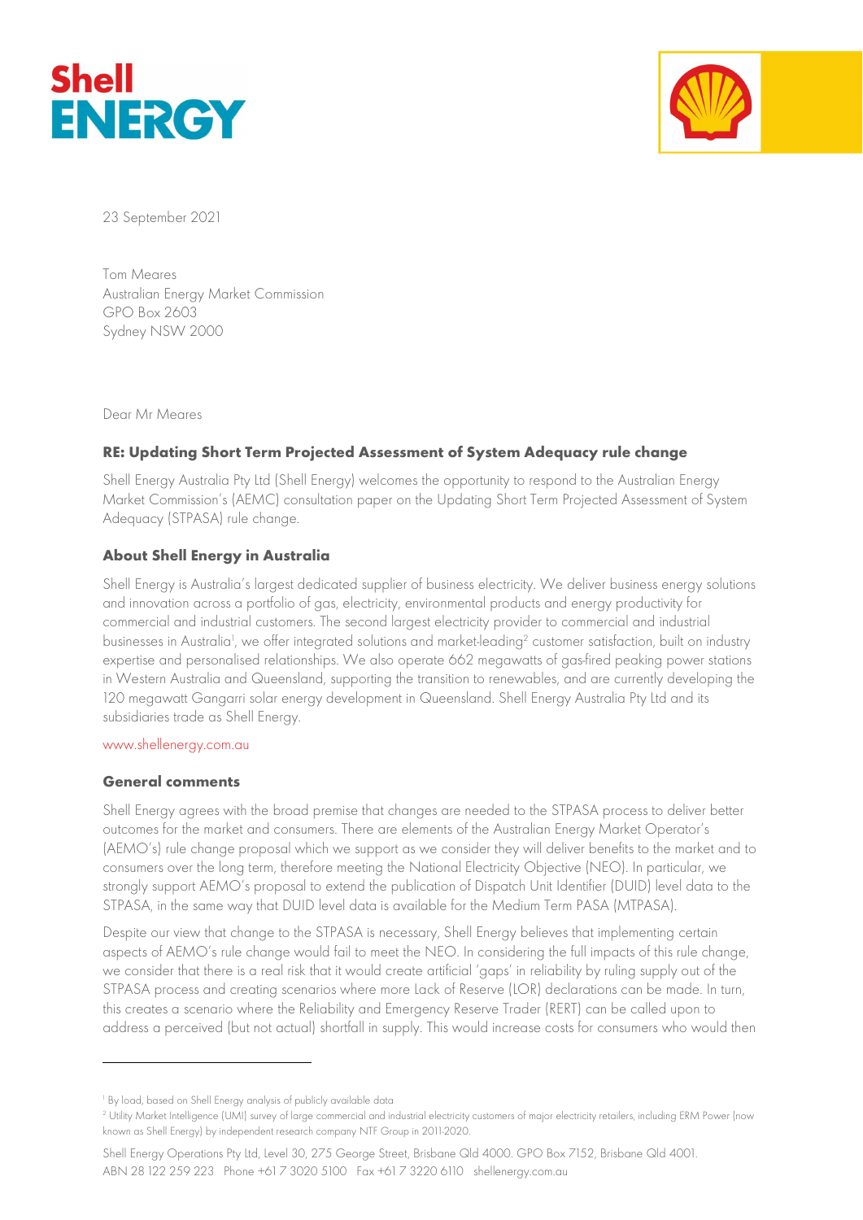23 September 2021

Tom Meares
Australian Energy Market Commission
GPO Box 2603
Sydney NSW 2000

Dear Mr Meares

**RE: Updating Short Term Projected Assessment of System Adequacy rule change**

Shell Energy Australia Pty Ltd (Shell Energy) welcomes the opportunity to respond to the Australian Energy Market Commission's (AEMC) consultation paper on the Updating Short Term Projected Assessment of System Adequacy (STPASA) rule change.

## About Shell Energy in Australia

Shell Energy is Australia's largest dedicated supplier of business electricity. We deliver business energy solutions and innovation across a portfolio of gas, electricity, environmental products and energy productivity for commercial and industrial customers. The second largest electricity provider to commercial and industrial businesses in Australia[1], we offer integrated solutions and market-leading[2] customer satisfaction, built on industry expertise and personalised relationships. We also operate 662 megawatts of gas-fired peaking power stations in Western Australia and Queensland, supporting the transition to renewables, and are currently developing the 120 megawatt Gangarri solar energy development in Queensland. Shell Energy Australia Pty Ltd and its subsidiaries trade as Shell Energy.

www.shellenergy.com.au

## General comments

Shell Energy agrees with the broad premise that changes are needed to the STPASA process to deliver better outcomes for the market and consumers. There are elements of the Australian Energy Market Operator's (AEMO's) rule change proposal which we support as we consider they will deliver benefits to the market and to consumers over the long term, therefore meeting the National Electricity Objective (NEO). In particular, we strongly support AEMO's proposal to extend the publication of Dispatch Unit Identifier (DUID) level data to the STPASA, in the same way that DUID level data is available for the Medium Term PASA (MTPASA).

Despite our view that change to the STPASA is necessary, Shell Energy believes that implementing certain aspects of AEMO's rule change would fail to meet the NEO. In considering the full impacts of this rule change, we consider that there is a real risk that it would create artificial 'gaps' in reliability by ruling supply out of the STPASA process and creating scenarios where more Lack of Reserve (LOR) declarations can be made. In turn, this creates a scenario where the Reliability and Emergency Reserve Trader (RERT) can be called upon to address a perceived (but not actual) shortfall in supply. This would increase costs for consumers who would then

[1] By load, based on Shell Energy analysis of publicly available data

[2] Utility Market Intelligence (UMI) survey of large commercial and industrial electricity customers of major electricity retailers, including ERM Power (now known as Shell Energy) by independent research company NTF Group in 2011-2020.

Shell Energy Operations Pty Ltd, Level 30, 275 George Street, Brisbane Qld 4000. GPO Box 7152, Brisbane Qld 4001.
ABN 28 122 259 223 Phone +61 7 3020 5100 Fax +61 7 3220 6110 shellenergy.com.au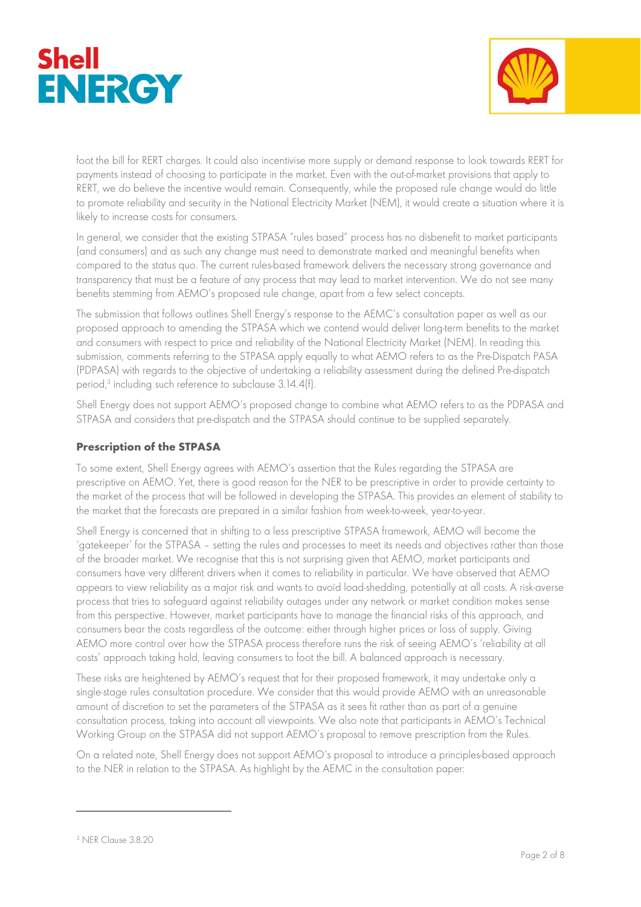foot the bill for RERT charges. It could also incentivise more supply or demand response to look towards RERT for payments instead of choosing to participate in the market. Even with the out-of-market provisions that apply to RERT, we do believe the incentive would remain. Consequently, while the proposed rule change would do little to promote reliability and security in the National Electricity Market (NEM), it would create a situation where it is likely to increase costs for consumers.

In general, we consider that the existing STPASA "rules based" process has no disbenefit to market participants (and consumers) and as such any change must need to demonstrate marked and meaningful benefits when compared to the status quo. The current rules-based framework delivers the necessary strong governance and transparency that must be a feature of any process that may lead to market intervention. We do not see many benefits stemming from AEMO's proposed rule change, apart from a few select concepts.

The submission that follows outlines Shell Energy's response to the AEMC's consultation paper as well as our proposed approach to amending the STPASA which we contend would deliver long-term benefits to the market and consumers with respect to price and reliability of the National Electricity Market (NEM). In reading this submission, comments referring to the STPASA apply equally to what AEMO refers to as the Pre-Dispatch PASA (PDPASA) with regards to the objective of undertaking a reliability assessment during the defined Pre-dispatch period,[3] including such reference to subclause 3.14.4(f).

Shell Energy does not support AEMO's proposed change to combine what AEMO refers to as the PDPASA and STPASA and considers that pre-dispatch and the STPASA should continue to be supplied separately.

## Prescription of the STPASA

To some extent, Shell Energy agrees with AEMO's assertion that the Rules regarding the STPASA are prescriptive on AEMO. Yet, there is good reason for the NER to be prescriptive in order to provide certainty to the market of the process that will be followed in developing the STPASA. This provides an element of stability to the market that the forecasts are prepared in a similar fashion from week-to-week, year-to-year.

Shell Energy is concerned that in shifting to a less prescriptive STPASA framework, AEMO will become the 'gatekeeper' for the STPASA – setting the rules and processes to meet its needs and objectives rather than those of the broader market. We recognise that this is not surprising given that AEMO, market participants and consumers have very different drivers when it comes to reliability in particular. We have observed that AEMO appears to view reliability as a major risk and wants to avoid load-shedding, potentially at all costs. A risk-averse process that tries to safeguard against reliability outages under any network or market condition makes sense from this perspective. However, market participants have to manage the financial risks of this approach, and consumers bear the costs regardless of the outcome: either through higher prices or loss of supply. Giving AEMO more control over how the STPASA process therefore runs the risk of seeing AEMO's 'reliability at all costs' approach taking hold, leaving consumers to foot the bill. A balanced approach is necessary.

These risks are heightened by AEMO's request that for their proposed framework, it may undertake only a single-stage rules consultation procedure. We consider that this would provide AEMO with an unreasonable amount of discretion to set the parameters of the STPASA as it sees fit rather than as part of a genuine consultation process, taking into account all viewpoints. We also note that participants in AEMO's Technical Working Group on the STPASA did not support AEMO's proposal to remove prescription from the Rules.

On a related note, Shell Energy does not support AEMO's proposal to introduce a principles-based approach to the NER in relation to the STPASA. As highlight by the AEMC in the consultation paper:

---

[3] NER Clause 3.8.20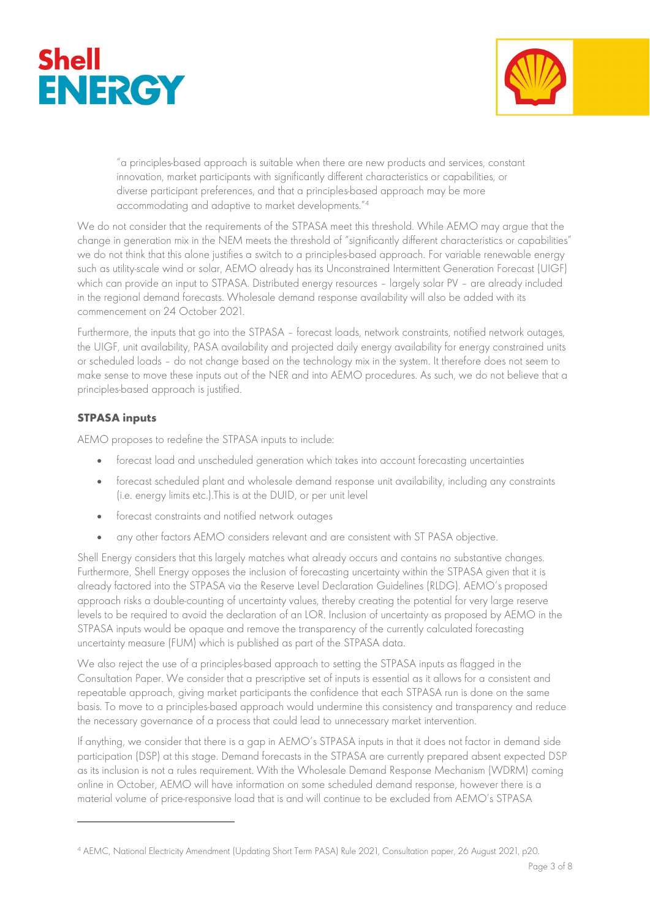> "a principles-based approach is suitable when there are new products and services, constant innovation, market participants with significantly different characteristics or capabilities, or diverse participant preferences, and that a principles-based approach may be more accommodating and adaptive to market developments."[4]

We do not consider that the requirements of the STPASA meet this threshold. While AEMO may argue that the change in generation mix in the NEM meets the threshold of "significantly different characteristics or capabilities" we do not think that this alone justifies a switch to a principles-based approach. For variable renewable energy such as utility-scale wind or solar, AEMO already has its Unconstrained Intermittent Generation Forecast (UIGF) which can provide an input to STPASA. Distributed energy resources – largely solar PV – are already included in the regional demand forecasts. Wholesale demand response availability will also be added with its commencement on 24 October 2021.

Furthermore, the inputs that go into the STPASA – forecast loads, network constraints, notified network outages, the UIGF, unit availability, PASA availability and projected daily energy availability for energy constrained units or scheduled loads – do not change based on the technology mix in the system. It therefore does not seem to make sense to move these inputs out of the NER and into AEMO procedures. As such, we do not believe that a principles-based approach is justified.

### STPASA inputs

AEMO proposes to redefine the STPASA inputs to include:

- forecast load and unscheduled generation which takes into account forecasting uncertainties
- forecast scheduled plant and wholesale demand response unit availability, including any constraints (i.e. energy limits etc.).This is at the DUID, or per unit level
- forecast constraints and notified network outages
- any other factors AEMO considers relevant and are consistent with ST PASA objective.

Shell Energy considers that this largely matches what already occurs and contains no substantive changes. Furthermore, Shell Energy opposes the inclusion of forecasting uncertainty within the STPASA given that it is already factored into the STPASA via the Reserve Level Declaration Guidelines (RLDG). AEMO's proposed approach risks a double-counting of uncertainty values, thereby creating the potential for very large reserve levels to be required to avoid the declaration of an LOR. Inclusion of uncertainty as proposed by AEMO in the STPASA inputs would be opaque and remove the transparency of the currently calculated forecasting uncertainty measure (FUM) which is published as part of the STPASA data.

We also reject the use of a principles-based approach to setting the STPASA inputs as flagged in the Consultation Paper. We consider that a prescriptive set of inputs is essential as it allows for a consistent and repeatable approach, giving market participants the confidence that each STPASA run is done on the same basis. To move to a principles-based approach would undermine this consistency and transparency and reduce the necessary governance of a process that could lead to unnecessary market intervention.

If anything, we consider that there is a gap in AEMO's STPASA inputs in that it does not factor in demand side participation (DSP) at this stage. Demand forecasts in the STPASA are currently prepared absent expected DSP as its inclusion is not a rules requirement. With the Wholesale Demand Response Mechanism (WDRM) coming online in October, AEMO will have information on some scheduled demand response, however there is a material volume of price-responsive load that is and will continue to be excluded from AEMO's STPASA

[4] AEMC, National Electricity Amendment (Updating Short Term PASA) Rule 2021, Consultation paper, 26 August 2021, p20.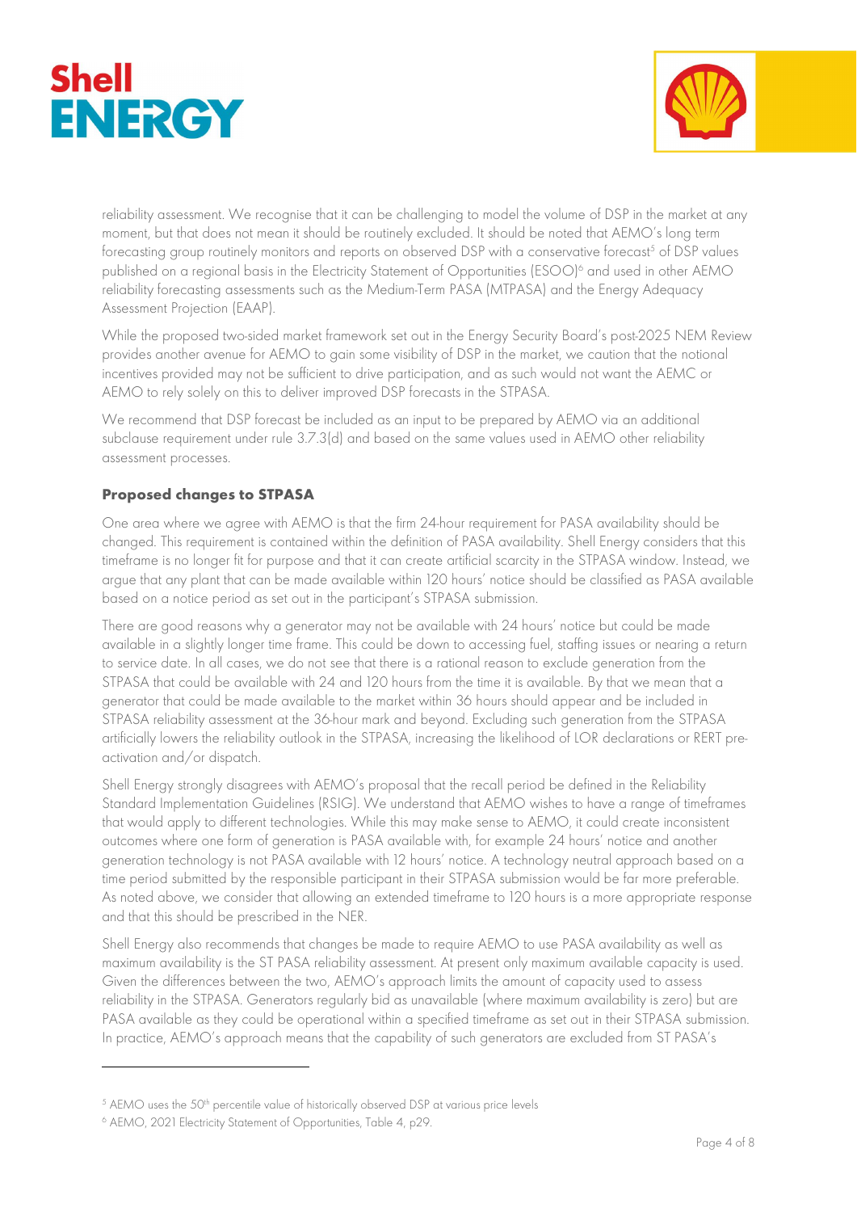reliability assessment. We recognise that it can be challenging to model the volume of DSP in the market at any moment, but that does not mean it should be routinely excluded. It should be noted that AEMO's long term forecasting group routinely monitors and reports on observed DSP with a conservative forecast[5] of DSP values published on a regional basis in the Electricity Statement of Opportunities (ESOO)[6] and used in other AEMO reliability forecasting assessments such as the Medium-Term PASA (MTPASA) and the Energy Adequacy Assessment Projection (EAAP).

While the proposed two-sided market framework set out in the Energy Security Board's post-2025 NEM Review provides another avenue for AEMO to gain some visibility of DSP in the market, we caution that the notional incentives provided may not be sufficient to drive participation, and as such would not want the AEMC or AEMO to rely solely on this to deliver improved DSP forecasts in the STPASA.

We recommend that DSP forecast be included as an input to be prepared by AEMO via an additional subclause requirement under rule 3.7.3(d) and based on the same values used in AEMO other reliability assessment processes.

## Proposed changes to STPASA

One area where we agree with AEMO is that the firm 24-hour requirement for PASA availability should be changed. This requirement is contained within the definition of PASA availability. Shell Energy considers that this timeframe is no longer fit for purpose and that it can create artificial scarcity in the STPASA window. Instead, we argue that any plant that can be made available within 120 hours' notice should be classified as PASA available based on a notice period as set out in the participant's STPASA submission.

There are good reasons why a generator may not be available with 24 hours' notice but could be made available in a slightly longer time frame. This could be down to accessing fuel, staffing issues or nearing a return to service date. In all cases, we do not see that there is a rational reason to exclude generation from the STPASA that could be available with 24 and 120 hours from the time it is available. By that we mean that a generator that could be made available to the market within 36 hours should appear and be included in STPASA reliability assessment at the 36-hour mark and beyond. Excluding such generation from the STPASA artificially lowers the reliability outlook in the STPASA, increasing the likelihood of LOR declarations or RERT pre-activation and/or dispatch.

Shell Energy strongly disagrees with AEMO's proposal that the recall period be defined in the Reliability Standard Implementation Guidelines (RSIG). We understand that AEMO wishes to have a range of timeframes that would apply to different technologies. While this may make sense to AEMO, it could create inconsistent outcomes where one form of generation is PASA available with, for example 24 hours' notice and another generation technology is not PASA available with 12 hours' notice. A technology neutral approach based on a time period submitted by the responsible participant in their STPASA submission would be far more preferable. As noted above, we consider that allowing an extended timeframe to 120 hours is a more appropriate response and that this should be prescribed in the NER.

Shell Energy also recommends that changes be made to require AEMO to use PASA availability as well as maximum availability is the ST PASA reliability assessment. At present only maximum available capacity is used. Given the differences between the two, AEMO's approach limits the amount of capacity used to assess reliability in the STPASA. Generators regularly bid as unavailable (where maximum availability is zero) but are PASA available as they could be operational within a specified timeframe as set out in their STPASA submission. In practice, AEMO's approach means that the capability of such generators are excluded from ST PASA's

---

[5] AEMO uses the 50th percentile value of historically observed DSP at various price levels

[6] AEMO, 2021 Electricity Statement of Opportunities, Table 4, p29.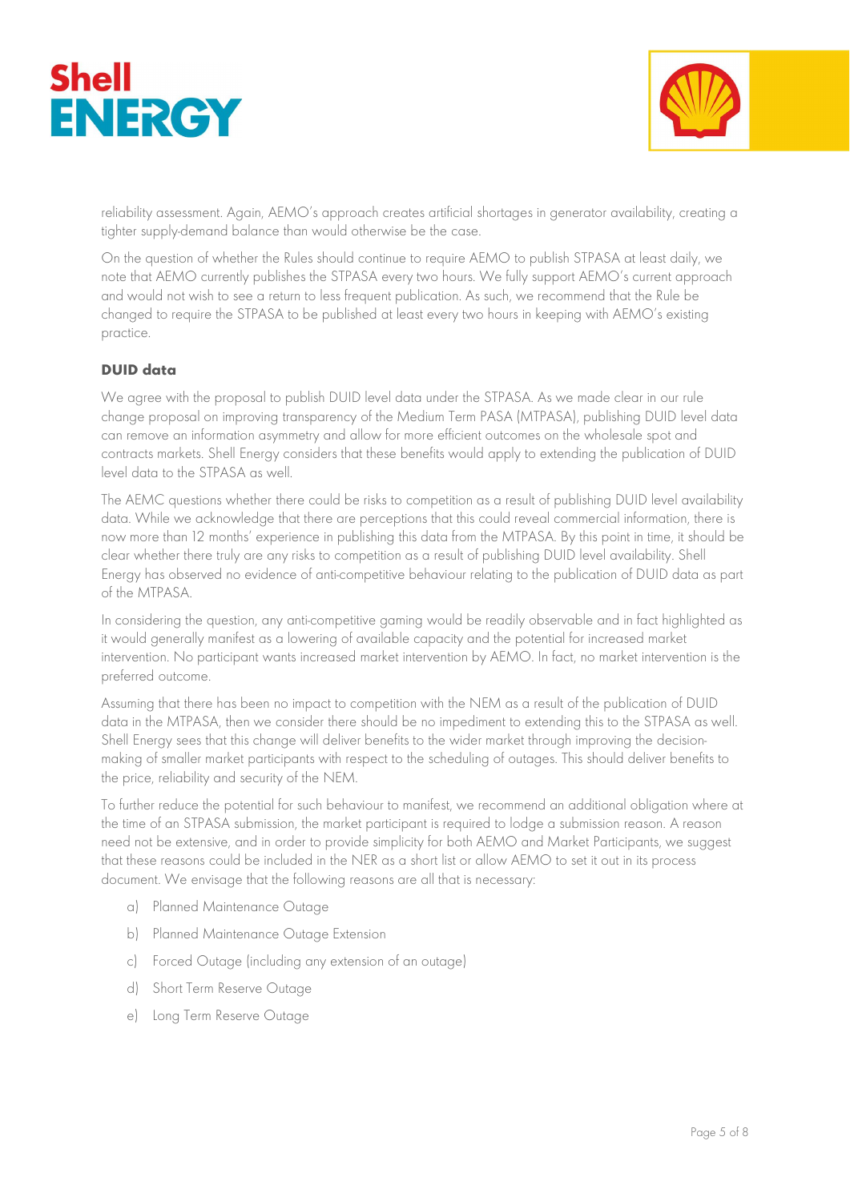reliability assessment. Again, AEMO's approach creates artificial shortages in generator availability, creating a tighter supply-demand balance than would otherwise be the case.

On the question of whether the Rules should continue to require AEMO to publish STPASA at least daily, we note that AEMO currently publishes the STPASA every two hours. We fully support AEMO's current approach and would not wish to see a return to less frequent publication. As such, we recommend that the Rule be changed to require the STPASA to be published at least every two hours in keeping with AEMO's existing practice.

### DUID data

We agree with the proposal to publish DUID level data under the STPASA. As we made clear in our rule change proposal on improving transparency of the Medium Term PASA (MTPASA), publishing DUID level data can remove an information asymmetry and allow for more efficient outcomes on the wholesale spot and contracts markets. Shell Energy considers that these benefits would apply to extending the publication of DUID level data to the STPASA as well.

The AEMC questions whether there could be risks to competition as a result of publishing DUID level availability data. While we acknowledge that there are perceptions that this could reveal commercial information, there is now more than 12 months' experience in publishing this data from the MTPASA. By this point in time, it should be clear whether there truly are any risks to competition as a result of publishing DUID level availability. Shell Energy has observed no evidence of anti-competitive behaviour relating to the publication of DUID data as part of the MTPASA.

In considering the question, any anti-competitive gaming would be readily observable and in fact highlighted as it would generally manifest as a lowering of available capacity and the potential for increased market intervention. No participant wants increased market intervention by AEMO. In fact, no market intervention is the preferred outcome.

Assuming that there has been no impact to competition with the NEM as a result of the publication of DUID data in the MTPASA, then we consider there should be no impediment to extending this to the STPASA as well. Shell Energy sees that this change will deliver benefits to the wider market through improving the decision-making of smaller market participants with respect to the scheduling of outages. This should deliver benefits to the price, reliability and security of the NEM.

To further reduce the potential for such behaviour to manifest, we recommend an additional obligation where at the time of an STPASA submission, the market participant is required to lodge a submission reason. A reason need not be extensive, and in order to provide simplicity for both AEMO and Market Participants, we suggest that these reasons could be included in the NER as a short list or allow AEMO to set it out in its process document. We envisage that the following reasons are all that is necessary:

a) Planned Maintenance Outage

b) Planned Maintenance Outage Extension

c) Forced Outage (including any extension of an outage)

d) Short Term Reserve Outage

e) Long Term Reserve Outage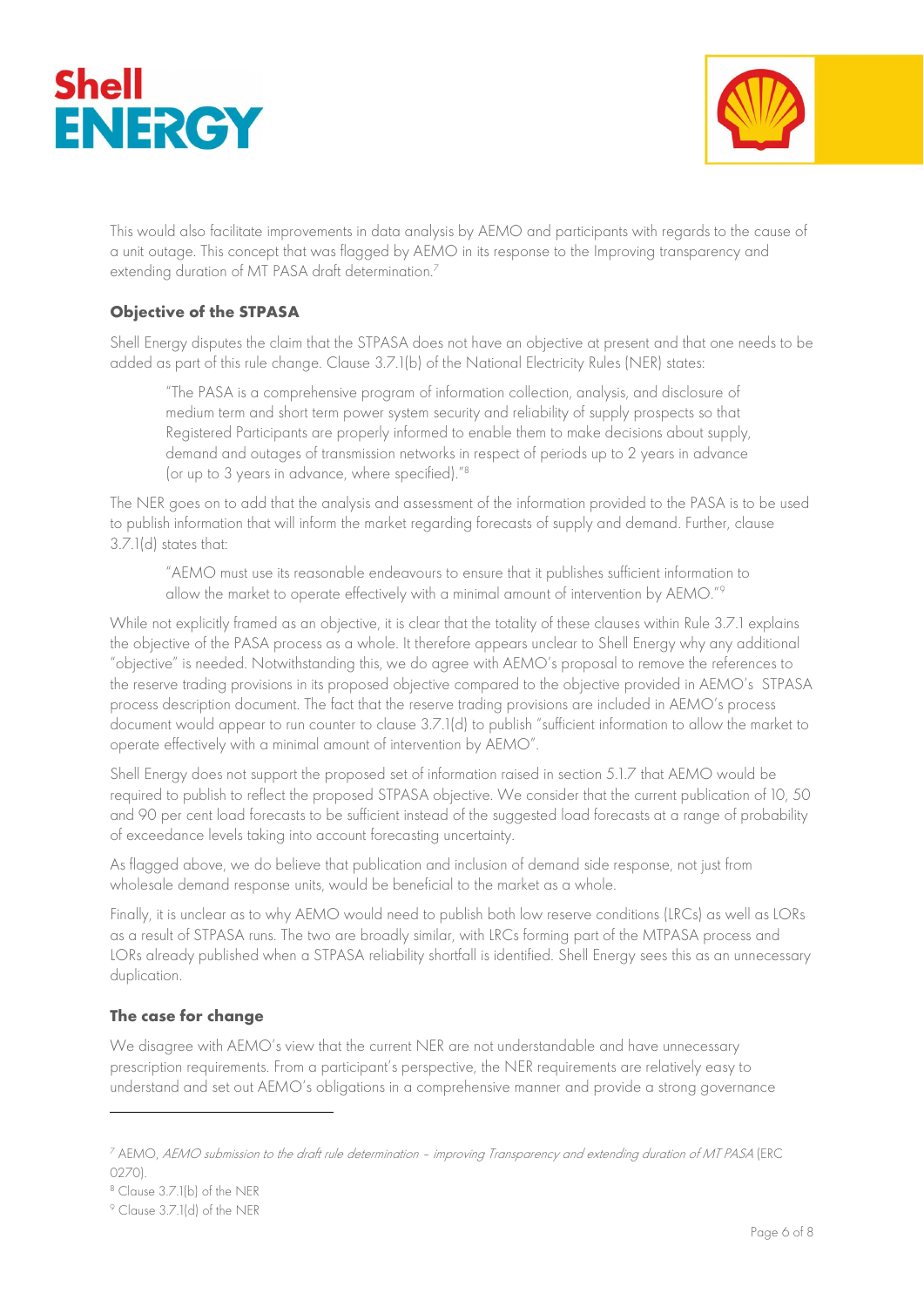This would also facilitate improvements in data analysis by AEMO and participants with regards to the cause of a unit outage. This concept that was flagged by AEMO in its response to the Improving transparency and extending duration of MT PASA draft determination.[7]

### Objective of the STPASA

Shell Energy disputes the claim that the STPASA does not have an objective at present and that one needs to be added as part of this rule change. Clause 3.7.1(b) of the National Electricity Rules (NER) states:

> "The PASA is a comprehensive program of information collection, analysis, and disclosure of medium term and short term power system security and reliability of supply prospects so that Registered Participants are properly informed to enable them to make decisions about supply, demand and outages of transmission networks in respect of periods up to 2 years in advance (or up to 3 years in advance, where specified)."[8]

The NER goes on to add that the analysis and assessment of the information provided to the PASA is to be used to publish information that will inform the market regarding forecasts of supply and demand. Further, clause 3.7.1(d) states that:

> "AEMO must use its reasonable endeavours to ensure that it publishes sufficient information to allow the market to operate effectively with a minimal amount of intervention by AEMO."[9]

While not explicitly framed as an objective, it is clear that the totality of these clauses within Rule 3.7.1 explains the objective of the PASA process as a whole. It therefore appears unclear to Shell Energy why any additional "objective" is needed. Notwithstanding this, we do agree with AEMO's proposal to remove the references to the reserve trading provisions in its proposed objective compared to the objective provided in AEMO's STPASA process description document. The fact that the reserve trading provisions are included in AEMO's process document would appear to run counter to clause 3.7.1(d) to publish "sufficient information to allow the market to operate effectively with a minimal amount of intervention by AEMO".

Shell Energy does not support the proposed set of information raised in section 5.1.7 that AEMO would be required to publish to reflect the proposed STPASA objective. We consider that the current publication of 10, 50 and 90 per cent load forecasts to be sufficient instead of the suggested load forecasts at a range of probability of exceedance levels taking into account forecasting uncertainty.

As flagged above, we do believe that publication and inclusion of demand side response, not just from wholesale demand response units, would be beneficial to the market as a whole.

Finally, it is unclear as to why AEMO would need to publish both low reserve conditions (LRCs) as well as LORs as a result of STPASA runs. The two are broadly similar, with LRCs forming part of the MTPASA process and LORs already published when a STPASA reliability shortfall is identified. Shell Energy sees this as an unnecessary duplication.

### The case for change

We disagree with AEMO's view that the current NER are not understandable and have unnecessary prescription requirements. From a participant's perspective, the NER requirements are relatively easy to understand and set out AEMO's obligations in a comprehensive manner and provide a strong governance

---

[7] AEMO, *AEMO submission to the draft rule determination – improving Transparency and extending duration of MT PASA* (ERC 0270).

[8] Clause 3.7.1(b) of the NER

[9] Clause 3.7.1(d) of the NER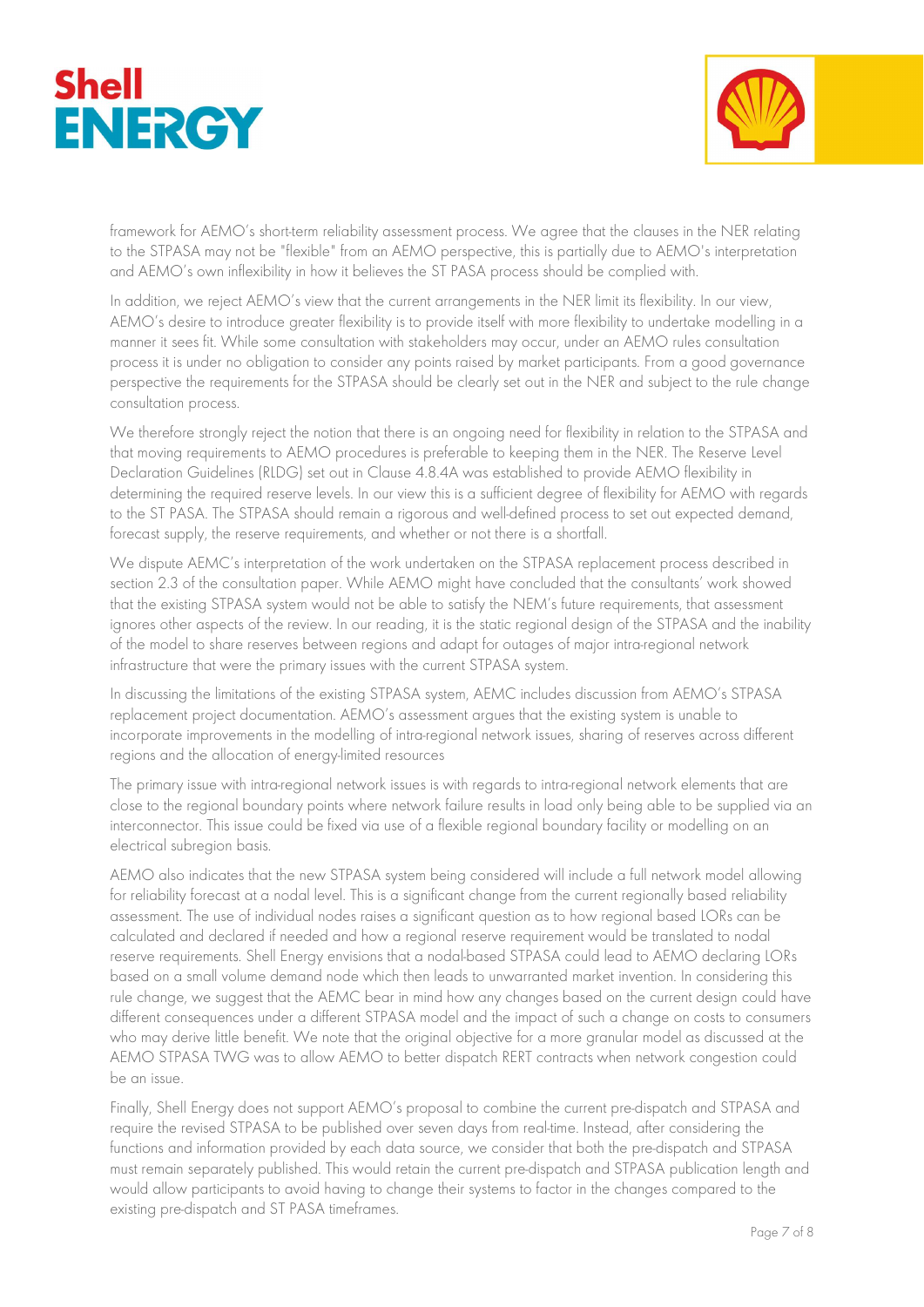framework for AEMO's short-term reliability assessment process. We agree that the clauses in the NER relating to the STPASA may not be "flexible" from an AEMO perspective, this is partially due to AEMO's interpretation and AEMO's own inflexibility in how it believes the ST PASA process should be complied with.

In addition, we reject AEMO's view that the current arrangements in the NER limit its flexibility. In our view, AEMO's desire to introduce greater flexibility is to provide itself with more flexibility to undertake modelling in a manner it sees fit. While some consultation with stakeholders may occur, under an AEMO rules consultation process it is under no obligation to consider any points raised by market participants. From a good governance perspective the requirements for the STPASA should be clearly set out in the NER and subject to the rule change consultation process.

We therefore strongly reject the notion that there is an ongoing need for flexibility in relation to the STPASA and that moving requirements to AEMO procedures is preferable to keeping them in the NER. The Reserve Level Declaration Guidelines (RLDG) set out in Clause 4.8.4A was established to provide AEMO flexibility in determining the required reserve levels. In our view this is a sufficient degree of flexibility for AEMO with regards to the ST PASA. The STPASA should remain a rigorous and well-defined process to set out expected demand, forecast supply, the reserve requirements, and whether or not there is a shortfall.

We dispute AEMC's interpretation of the work undertaken on the STPASA replacement process described in section 2.3 of the consultation paper. While AEMO might have concluded that the consultants' work showed that the existing STPASA system would not be able to satisfy the NEM's future requirements, that assessment ignores other aspects of the review. In our reading, it is the static regional design of the STPASA and the inability of the model to share reserves between regions and adapt for outages of major intra-regional network infrastructure that were the primary issues with the current STPASA system.

In discussing the limitations of the existing STPASA system, AEMC includes discussion from AEMO's STPASA replacement project documentation. AEMO's assessment argues that the existing system is unable to incorporate improvements in the modelling of intra-regional network issues, sharing of reserves across different regions and the allocation of energy-limited resources

The primary issue with intra-regional network issues is with regards to intra-regional network elements that are close to the regional boundary points where network failure results in load only being able to be supplied via an interconnector. This issue could be fixed via use of a flexible regional boundary facility or modelling on an electrical subregion basis.

AEMO also indicates that the new STPASA system being considered will include a full network model allowing for reliability forecast at a nodal level. This is a significant change from the current regionally based reliability assessment. The use of individual nodes raises a significant question as to how regional based LORs can be calculated and declared if needed and how a regional reserve requirement would be translated to nodal reserve requirements. Shell Energy envisions that a nodal-based STPASA could lead to AEMO declaring LORs based on a small volume demand node which then leads to unwarranted market invention. In considering this rule change, we suggest that the AEMC bear in mind how any changes based on the current design could have different consequences under a different STPASA model and the impact of such a change on costs to consumers who may derive little benefit. We note that the original objective for a more granular model as discussed at the AEMO STPASA TWG was to allow AEMO to better dispatch RERT contracts when network congestion could be an issue.

Finally, Shell Energy does not support AEMO's proposal to combine the current pre-dispatch and STPASA and require the revised STPASA to be published over seven days from real-time. Instead, after considering the functions and information provided by each data source, we consider that both the pre-dispatch and STPASA must remain separately published. This would retain the current pre-dispatch and STPASA publication length and would allow participants to avoid having to change their systems to factor in the changes compared to the existing pre-dispatch and ST PASA timeframes.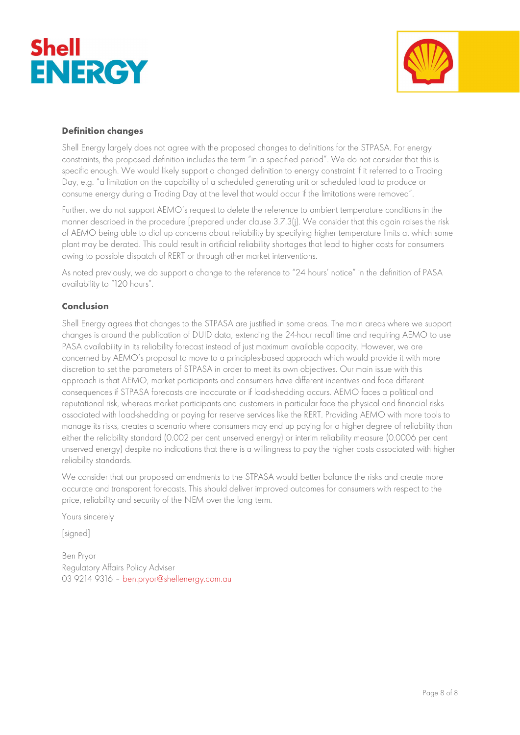### Definition changes

Shell Energy largely does not agree with the proposed changes to definitions for the STPASA. For energy constraints, the proposed definition includes the term "in a specified period". We do not consider that this is specific enough. We would likely support a changed definition to energy constraint if it referred to a Trading Day, e.g. "a limitation on the capability of a scheduled generating unit or scheduled load to produce or consume energy during a Trading Day at the level that would occur if the limitations were removed".

Further, we do not support AEMO's request to delete the reference to ambient temperature conditions in the manner described in the procedure [prepared under clause 3.7.3(j). We consider that this again raises the risk of AEMO being able to dial up concerns about reliability by specifying higher temperature limits at which some plant may be derated. This could result in artificial reliability shortages that lead to higher costs for consumers owing to possible dispatch of RERT or through other market interventions.

As noted previously, we do support a change to the reference to "24 hours' notice" in the definition of PASA availability to "120 hours".

### Conclusion

Shell Energy agrees that changes to the STPASA are justified in some areas. The main areas where we support changes is around the publication of DUID data, extending the 24-hour recall time and requiring AEMO to use PASA availability in its reliability forecast instead of just maximum available capacity. However, we are concerned by AEMO's proposal to move to a principles-based approach which would provide it with more discretion to set the parameters of STPASA in order to meet its own objectives. Our main issue with this approach is that AEMO, market participants and consumers have different incentives and face different consequences if STPASA forecasts are inaccurate or if load-shedding occurs. AEMO faces a political and reputational risk, whereas market participants and customers in particular face the physical and financial risks associated with load-shedding or paying for reserve services like the RERT. Providing AEMO with more tools to manage its risks, creates a scenario where consumers may end up paying for a higher degree of reliability than either the reliability standard (0.002 per cent unserved energy) or interim reliability measure (0.0006 per cent unserved energy) despite no indications that there is a willingness to pay the higher costs associated with higher reliability standards.

We consider that our proposed amendments to the STPASA would better balance the risks and create more accurate and transparent forecasts. This should deliver improved outcomes for consumers with respect to the price, reliability and security of the NEM over the long term.

Yours sincerely

[signed]

Ben Pryor
Regulatory Affairs Policy Adviser
03 9214 9316 – ben.pryor@shellenergy.com.au